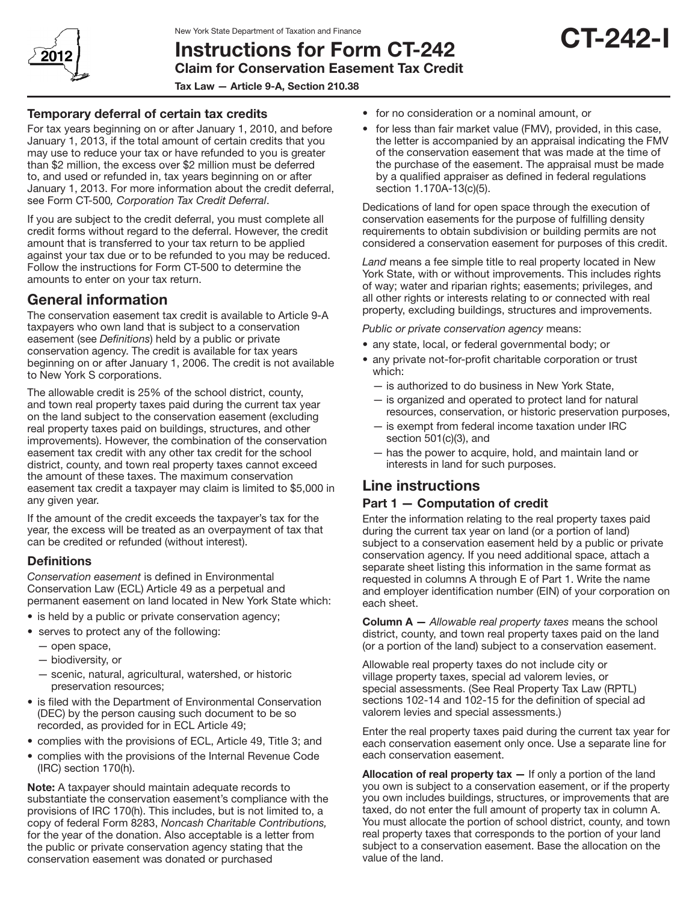New York State Department of Taxation and Finance

# Instructions for Form CT-242

## Claim for Conservation Easement Tax Credit

**Tax Law — Article 9-A, Section 210.38**

**CT-242-I**

2012

### Temporary deferral of certain tax credits

For tax years beginning on or after January 1, 2010, and before January 1, 2013, if the total amount of certain credits that you may use to reduce your tax or have refunded to you is greater than $2 million, the excess over $2 million must be deferred to, and used or refunded in, tax years beginning on or after January 1, 2013. For more information about the credit deferral, see Form CT-500*, Corporation Tax Credit Deferral*.

If you are subject to the credit deferral, you must complete all credit forms without regard to the deferral. However, the credit amount that is transferred to your tax return to be applied against your tax due or to be refunded to you may be reduced. Follow the instructions for Form CT-500 to determine the amounts to enter on your tax return.

## General information

The conservation easement tax credit is available to Article 9-A taxpayers who own land that is subject to a conservation easement (see *Definitions*) held by a public or private conservation agency. The credit is available for tax years beginning on or after January 1, 2006. The credit is not available to New York S corporations.

The allowable credit is 25% of the school district, county, and town real property taxes paid during the current tax year on the land subject to the conservation easement (excluding real property taxes paid on buildings, structures, and other improvements). However, the combination of the conservation easement tax credit with any other tax credit for the school district, county, and town real property taxes cannot exceed the amount of these taxes. The maximum conservation easement tax credit a taxpayer may claim is limited to $5,000 in any given year.

If the amount of the credit exceeds the taxpayer's tax for the year, the excess will be treated as an overpayment of tax that can be credited or refunded (without interest).

### Definitions

*Conservation easement* is defined in Environmental Conservation Law (ECL) Article 49 as a perpetual and permanent easement on land located in New York State which:

- is held by a public or private conservation agency;
- serves to protect any of the following:
  - — open space,
  - — biodiversity, or
  - — scenic, natural, agricultural, watershed, or historic preservation resources;
- is filed with the Department of Environmental Conservation (DEC) by the person causing such document to be so recorded, as provided for in ECL Article 49;
- complies with the provisions of ECL, Article 49, Title 3; and
- complies with the provisions of the Internal Revenue Code (IRC) section 170(h).

**Note:** A taxpayer should maintain adequate records to substantiate the conservation easement's compliance with the provisions of IRC 170(h). This includes, but is not limited to, a copy of federal Form 8283, *Noncash Charitable Contributions,* for the year of the donation. Also acceptable is a letter from the public or private conservation agency stating that the conservation easement was donated or purchased

- for no consideration or a nominal amount, or
- for less than fair market value (FMV), provided, in this case, the letter is accompanied by an appraisal indicating the FMV of the conservation easement that was made at the time of the purchase of the easement. The appraisal must be made by a qualified appraiser as defined in federal regulations section 1.170A-13(c)(5).

Dedications of land for open space through the execution of conservation easements for the purpose of fulfilling density requirements to obtain subdivision or building permits are not considered a conservation easement for purposes of this credit.

*Land* means a fee simple title to real property located in New York State, with or without improvements. This includes rights of way; water and riparian rights; easements; privileges, and all other rights or interests relating to or connected with real property, excluding buildings, structures and improvements.

*Public or private conservation agency* means:

- any state, local, or federal governmental body; or
- any private not-for-profit charitable corporation or trust which:
  - — is authorized to do business in New York State,
  - — is organized and operated to protect land for natural resources, conservation, or historic preservation purposes,
  - — is exempt from federal income taxation under IRC section 501(c)(3), and
  - — has the power to acquire, hold, and maintain land or interests in land for such purposes.

## Line instructions

### Part 1 — Computation of credit

Enter the information relating to the real property taxes paid during the current tax year on land (or a portion of land) subject to a conservation easement held by a public or private conservation agency. If you need additional space, attach a separate sheet listing this information in the same format as requested in columns A through E of Part 1. Write the name and employer identification number (EIN) of your corporation on each sheet.

**Column A —** *Allowable real property taxes* means the school district, county, and town real property taxes paid on the land (or a portion of the land) subject to a conservation easement.

Allowable real property taxes do not include city or village property taxes, special ad valorem levies, or special assessments. (See Real Property Tax Law (RPTL) sections 102-14 and 102-15 for the definition of special ad valorem levies and special assessments.)

Enter the real property taxes paid during the current tax year for each conservation easement only once. Use a separate line for each conservation easement.

**Allocation of real property tax —** If only a portion of the land you own is subject to a conservation easement, or if the property you own includes buildings, structures, or improvements that are taxed, do not enter the full amount of property tax in column A. You must allocate the portion of school district, county, and town real property taxes that corresponds to the portion of your land subject to a conservation easement. Base the allocation on the value of the land.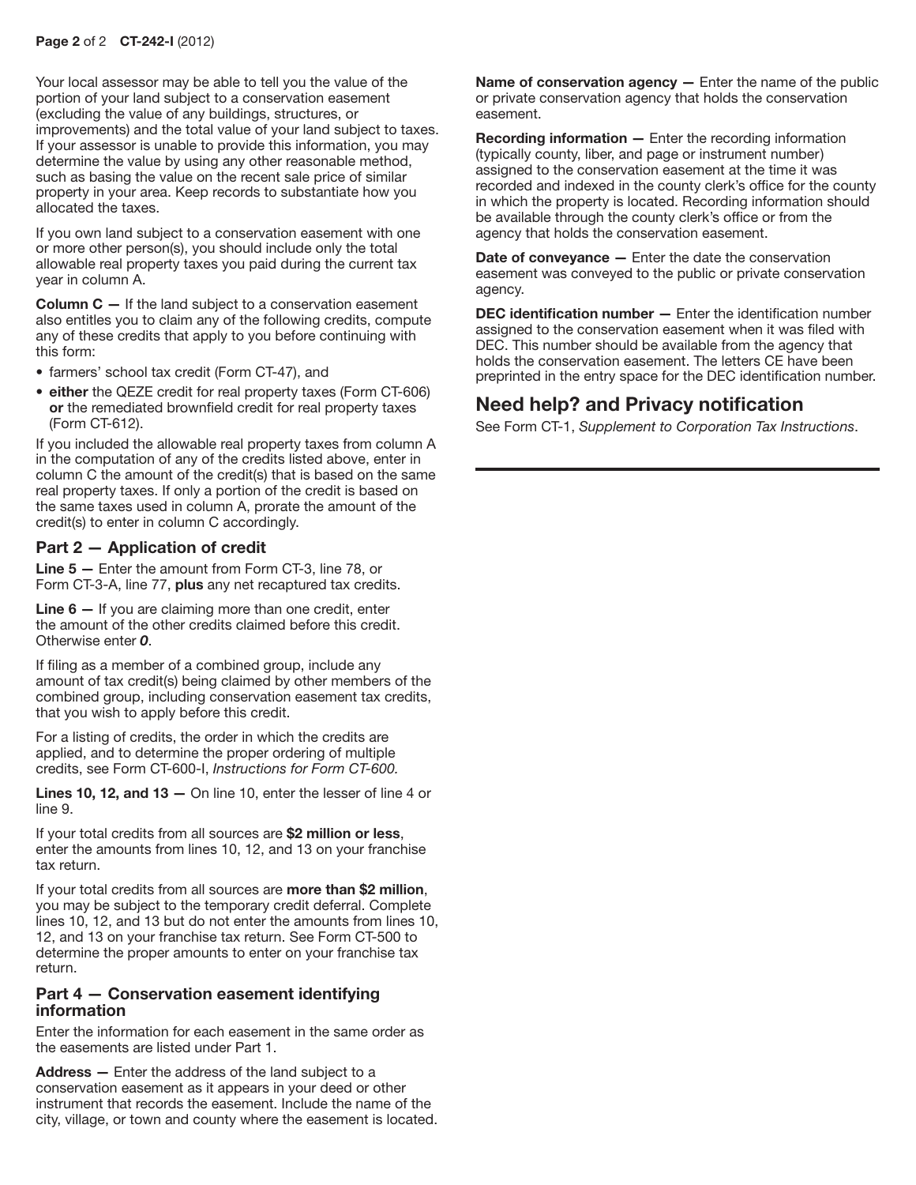Your local assessor may be able to tell you the value of the portion of your land subject to a conservation easement (excluding the value of any buildings, structures, or improvements) and the total value of your land subject to taxes. If your assessor is unable to provide this information, you may determine the value by using any other reasonable method, such as basing the value on the recent sale price of similar property in your area. Keep records to substantiate how you allocated the taxes.

If you own land subject to a conservation easement with one or more other person(s), you should include only the total allowable real property taxes you paid during the current tax year in column A.

**Column C —** If the land subject to a conservation easement also entitles you to claim any of the following credits, compute any of these credits that apply to you before continuing with this form:

- farmers' school tax credit (Form CT-47), and
- **either** the QEZE credit for real property taxes (Form CT-606) **or** the remediated brownfield credit for real property taxes (Form CT-612).

If you included the allowable real property taxes from column A in the computation of any of the credits listed above, enter in column C the amount of the credit(s) that is based on the same real property taxes. If only a portion of the credit is based on the same taxes used in column A, prorate the amount of the credit(s) to enter in column C accordingly.

### Part 2 — Application of credit

**Line 5 —** Enter the amount from Form CT-3, line 78, or Form CT-3-A, line 77, **plus** any net recaptured tax credits.

**Line 6 —** If you are claiming more than one credit, enter the amount of the other credits claimed before this credit. Otherwise enter ***0***.

If filing as a member of a combined group, include any amount of tax credit(s) being claimed by other members of the combined group, including conservation easement tax credits, that you wish to apply before this credit.

For a listing of credits, the order in which the credits are applied, and to determine the proper ordering of multiple credits, see Form CT-600-I, *Instructions for Form CT-600.*

**Lines 10, 12, and 13 —** On line 10, enter the lesser of line 4 or line 9.

If your total credits from all sources are **$2 million or less**, enter the amounts from lines 10, 12, and 13 on your franchise tax return.

If your total credits from all sources are **more than $2 million**, you may be subject to the temporary credit deferral. Complete lines 10, 12, and 13 but do not enter the amounts from lines 10, 12, and 13 on your franchise tax return. See Form CT-500 to determine the proper amounts to enter on your franchise tax return.

### Part 4 — Conservation easement identifying information

Enter the information for each easement in the same order as the easements are listed under Part 1.

**Address —** Enter the address of the land subject to a conservation easement as it appears in your deed or other instrument that records the easement. Include the name of the city, village, or town and county where the easement is located.

**Name of conservation agency —** Enter the name of the public or private conservation agency that holds the conservation easement.

**Recording information —** Enter the recording information (typically county, liber, and page or instrument number) assigned to the conservation easement at the time it was recorded and indexed in the county clerk's office for the county in which the property is located. Recording information should be available through the county clerk's office or from the agency that holds the conservation easement.

**Date of conveyance —** Enter the date the conservation easement was conveyed to the public or private conservation agency.

**DEC identification number —** Enter the identification number assigned to the conservation easement when it was filed with DEC. This number should be available from the agency that holds the conservation easement. The letters CE have been preprinted in the entry space for the DEC identification number.

## Need help? and Privacy notification

See Form CT-1, *Supplement to Corporation Tax Instructions*.